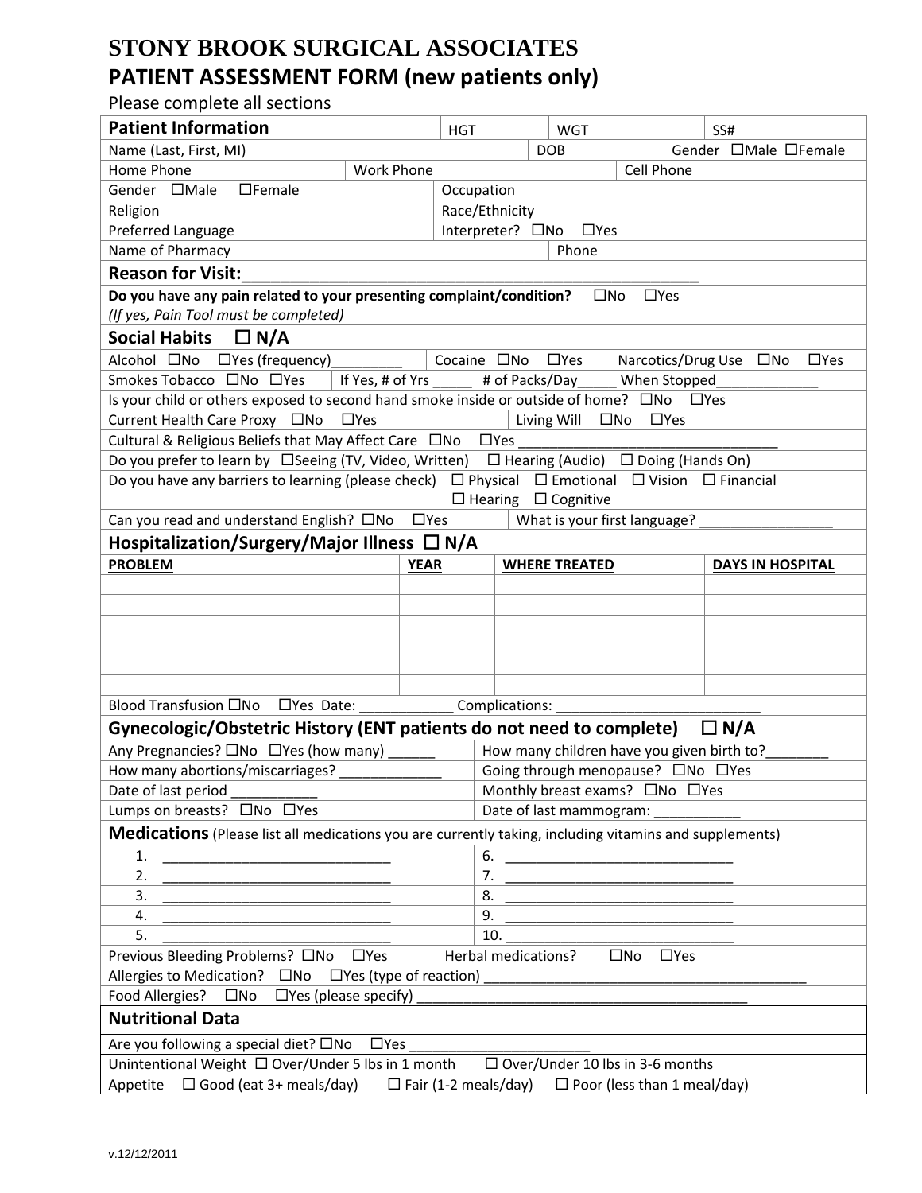# STONY BROOK SURGICAL ASSOCIATES

## PATIENT ASSESSMENT FORM (new patients only)

Please complete all sections

| **Patient Information** | | HGT | WGT | SS# |
|---|---|---|---|---|
| Name (Last, First, MI) | | | DOB | Gender ☐Male ☐Female |
| Home Phone | Work Phone | | Cell Phone | |
| Gender ☐Male ☐Female | | Occupation | | |
| Religion | | Race/Ethnicity | | |
| Preferred Language | | Interpreter? ☐No ☐Yes | | |
| Name of Pharmacy | | | Phone | |

**Reason for Visit:**_______________________________________________

**Do you have any pain related to your presenting complaint/condition?** ☐No ☐Yes
*(If yes, Pain Tool must be completed)*

### Social Habits ☐ N/A

Alcohol ☐No ☐Yes (frequency)_________ | Cocaine ☐No ☐Yes | Narcotics/Drug Use ☐No ☐Yes

Smokes Tobacco ☐No ☐Yes | If Yes, # of Yrs _____ # of Packs/Day_____ When Stopped____________

Is your child or others exposed to second hand smoke inside or outside of home? ☐No ☐Yes

Current Health Care Proxy ☐No ☐Yes | Living Will ☐No ☐Yes

Cultural & Religious Beliefs that May Affect Care ☐No ☐Yes _______________________________

Do you prefer to learn by ☐Seeing (TV, Video, Written) ☐ Hearing (Audio) ☐ Doing (Hands On)

Do you have any barriers to learning (please check) ☐ Physical ☐ Emotional ☐ Vision ☐ Financial ☐ Hearing ☐ Cognitive

Can you read and understand English? ☐No ☐Yes | What is your first language? ________________

### Hospitalization/Surgery/Major Illness ☐ N/A

| PROBLEM | YEAR | WHERE TREATED | DAYS IN HOSPITAL |
|---|---|---|---|
| | | | |
| | | | |
| | | | |
| | | | |
| | | | |
| | | | |

Blood Transfusion ☐No ☐Yes Date: ___________ Complications: ________________________

### Gynecologic/Obstetric History (ENT patients do not need to complete) ☐ N/A

| | |
|---|---|
| Any Pregnancies? ☐No ☐Yes (how many) ______ | How many children have you given birth to?_______ |
| How many abortions/miscarriages? ____________ | Going through menopause? ☐No ☐Yes |
| Date of last period __________ | Monthly breast exams? ☐No ☐Yes |
| Lumps on breasts? ☐No ☐Yes | Date of last mammogram: __________ |

### Medications (Please list all medications you are currently taking, including vitamins and supplements)

| | |
|---|---|
| 1. ____________________________ | 6. ____________________________ |
| 2. ____________________________ | 7. ____________________________ |
| 3. ____________________________ | 8. ____________________________ |
| 4. ____________________________ | 9. ____________________________ |
| 5. ____________________________ | 10. ____________________________ |

Previous Bleeding Problems? ☐No ☐Yes Herbal medications? ☐No ☐Yes

Allergies to Medication? ☐No ☐Yes (type of reaction) ________________________________________

Food Allergies? ☐No ☐Yes (please specify) ______________________________________

### Nutritional Data

Are you following a special diet? ☐No ☐Yes ______________________

Unintentional Weight ☐ Over/Under 5 lbs in 1 month ☐ Over/Under 10 lbs in 3-6 months

Appetite ☐ Good (eat 3+ meals/day) ☐ Fair (1-2 meals/day) ☐ Poor (less than 1 meal/day)

v.12/12/2011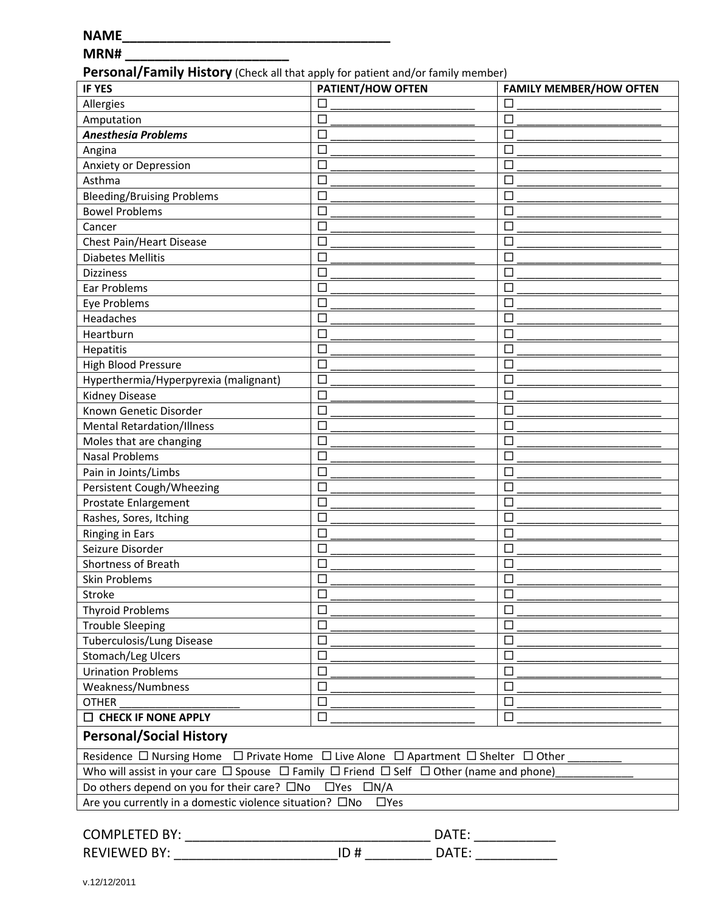**NAME**___________________________________

**MRN#** ______________________

**Personal/Family History** (Check all that apply for patient and/or family member)

| IF YES | PATIENT/HOW OFTEN | FAMILY MEMBER/HOW OFTEN |
|---|---|---|
| Allergies | ☐ ________________________ | ☐ ________________________ |
| Amputation | ☐ ________________________ | ☐ ________________________ |
| ***Anesthesia Problems*** | ☐ ________________________ | ☐ ________________________ |
| Angina | ☐ ________________________ | ☐ ________________________ |
| Anxiety or Depression | ☐ ________________________ | ☐ ________________________ |
| Asthma | ☐ ________________________ | ☐ ________________________ |
| Bleeding/Bruising Problems | ☐ ________________________ | ☐ ________________________ |
| Bowel Problems | ☐ ________________________ | ☐ ________________________ |
| Cancer | ☐ ________________________ | ☐ ________________________ |
| Chest Pain/Heart Disease | ☐ ________________________ | ☐ ________________________ |
| Diabetes Mellitis | ☐ ________________________ | ☐ ________________________ |
| Dizziness | ☐ ________________________ | ☐ ________________________ |
| Ear Problems | ☐ ________________________ | ☐ ________________________ |
| Eye Problems | ☐ ________________________ | ☐ ________________________ |
| Headaches | ☐ ________________________ | ☐ ________________________ |
| Heartburn | ☐ ________________________ | ☐ ________________________ |
| Hepatitis | ☐ ________________________ | ☐ ________________________ |
| High Blood Pressure | ☐ ________________________ | ☐ ________________________ |
| Hyperthermia/Hyperpyrexia (malignant) | ☐ ________________________ | ☐ ________________________ |
| Kidney Disease | ☐ ________________________ | ☐ ________________________ |
| Known Genetic Disorder | ☐ ________________________ | ☐ ________________________ |
| Mental Retardation/Illness | ☐ ________________________ | ☐ ________________________ |
| Moles that are changing | ☐ ________________________ | ☐ ________________________ |
| Nasal Problems | ☐ ________________________ | ☐ ________________________ |
| Pain in Joints/Limbs | ☐ ________________________ | ☐ ________________________ |
| Persistent Cough/Wheezing | ☐ ________________________ | ☐ ________________________ |
| Prostate Enlargement | ☐ ________________________ | ☐ ________________________ |
| Rashes, Sores, Itching | ☐ ________________________ | ☐ ________________________ |
| Ringing in Ears | ☐ ________________________ | ☐ ________________________ |
| Seizure Disorder | ☐ ________________________ | ☐ ________________________ |
| Shortness of Breath | ☐ ________________________ | ☐ ________________________ |
| Skin Problems | ☐ ________________________ | ☐ ________________________ |
| Stroke | ☐ ________________________ | ☐ ________________________ |
| Thyroid Problems | ☐ ________________________ | ☐ ________________________ |
| Trouble Sleeping | ☐ ________________________ | ☐ ________________________ |
| Tuberculosis/Lung Disease | ☐ ________________________ | ☐ ________________________ |
| Stomach/Leg Ulcers | ☐ ________________________ | ☐ ________________________ |
| Urination Problems | ☐ ________________________ | ☐ ________________________ |
| Weakness/Numbness | ☐ ________________________ | ☐ ________________________ |
| OTHER ______________________ | ☐ ________________________ | ☐ ________________________ |
| ☐ **CHECK IF NONE APPLY** | ☐ ________________________ | ☐ ________________________ |

## Personal/Social History

Residence ☐ Nursing Home ☐ Private Home ☐ Live Alone ☐ Apartment ☐ Shelter ☐ Other _________

Who will assist in your care ☐ Spouse ☐ Family ☐ Friend ☐ Self ☐ Other (name and phone)_____________

Do others depend on you for their care? ☐No ☐Yes ☐N/A

Are you currently in a domestic violence situation? ☐No ☐Yes

COMPLETED BY: ___________________________________ DATE: ___________

REVIEWED BY: _______________________ID # _________ DATE: ___________

v.12/12/2011